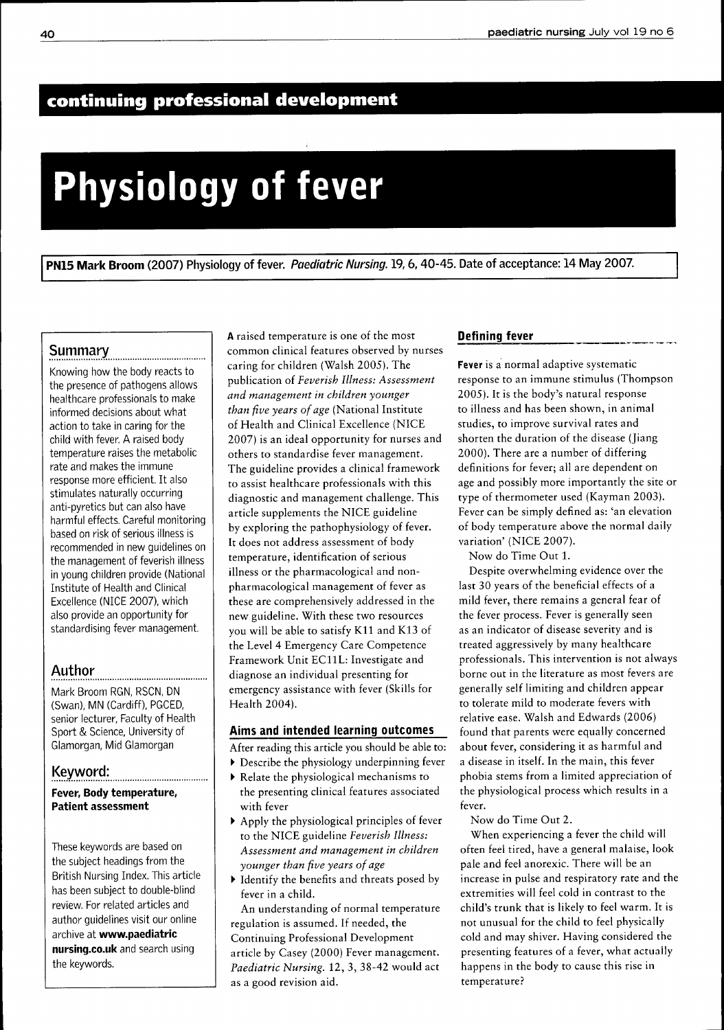## continuing professional development

# Physiology of fever

**PN15 Mark Broom** (2007) Physiology of fever. *Paediatric Nursing*. 19, 6, 40-45. Date of acceptance: 14 May 2007.

### Summary

Knowing how the body reacts to the presence of pathogens allows healthcare professionals to make informed decisions about what action to take in caring for the child with fever. A raised body temperature raises the metabolic rate and makes the immune response more efficient. It also stimulates naturally occurring anti-pyretics but can also have harmful effects. Careful monitoring based on risk of serious illness is recommended in new guidelines on the management of feverish illness in young children provide (National Institute of Health and Clinical Excellence (NICE 2007), which also provide an opportunity for standardising fever management.

### Author

Mark Broom RGN, RSCN, DN (Swan), MN (Cardiff), PGCED, senior lecturer, Faculty of Health Sport & Science, University of Glamorgan, Mid Glamorgan

### Keyword:

**Fever, Body temperature, Patient assessment**

These keywords are based on the subject headings from the British Nursing Index. This article has been subject to double-blind review. For related articles and author guidelines visit our online archive at **www.paediatric nursing.co.uk** and search using the keywords.

A raised temperature is one of the most common clinical features observed by nurses caring for children (Walsh 2005). The publication of *Feverish Illness: Assessment and management in children younger than five years of age* (National Institute of Health and Clinical Excellence (NICE 2007) is an ideal opportunity for nurses and others to standardise fever management. The guideline provides a clinical framework to assist healthcare professionals with this diagnostic and management challenge. This article supplements the NICE guideline by exploring the pathophysiology of fever. It does not address assessment of body temperature, identification of serious illness or the pharmacological and non-pharmacological management of fever as these are comprehensively addressed in the new guideline. With these two resources you will be able to satisfy K11 and K13 of the Level 4 Emergency Care Competence Framework Unit EC11L: Investigate and diagnose an individual presenting for emergency assistance with fever (Skills for Health 2004).

### Aims and intended learning outcomes

After reading this article you should be able to:

- Describe the physiology underpinning fever
- Relate the physiological mechanisms to the presenting clinical features associated with fever
- Apply the physiological principles of fever to the NICE guideline *Feverish Illness: Assessment and management in children younger than five years of age*
- Identify the benefits and threats posed by fever in a child.

An understanding of normal temperature regulation is assumed. If needed, the Continuing Professional Development article by Casey (2000) Fever management. *Paediatric Nursing*. 12, 3, 38-42 would act as a good revision aid.

### Defining fever

**Fever** is a normal adaptive systematic response to an immune stimulus (Thompson 2005). It is the body's natural response to illness and has been shown, in animal studies, to improve survival rates and shorten the duration of the disease (Jiang 2000). There are a number of differing definitions for fever; all are dependent on age and possibly more importantly the site or type of thermometer used (Kayman 2003). Fever can be simply defined as: 'an elevation of body temperature above the normal daily variation' (NICE 2007).

Now do Time Out 1.

Despite overwhelming evidence over the last 30 years of the beneficial effects of a mild fever, there remains a general fear of the fever process. Fever is generally seen as an indicator of disease severity and is treated aggressively by many healthcare professionals. This intervention is not always borne out in the literature as most fevers are generally self limiting and children appear to tolerate mild to moderate fevers with relative ease. Walsh and Edwards (2006) found that parents were equally concerned about fever, considering it as harmful and a disease in itself. In the main, this fever phobia stems from a limited appreciation of the physiological process which results in a fever.

Now do Time Out 2.

When experiencing a fever the child will often feel tired, have a general malaise, look pale and feel anorexic. There will be an increase in pulse and respiratory rate and the extremities will feel cold in contrast to the child's trunk that is likely to feel warm. It is not unusual for the child to feel physically cold and may shiver. Having considered the presenting features of a fever, what actually happens in the body to cause this rise in temperature?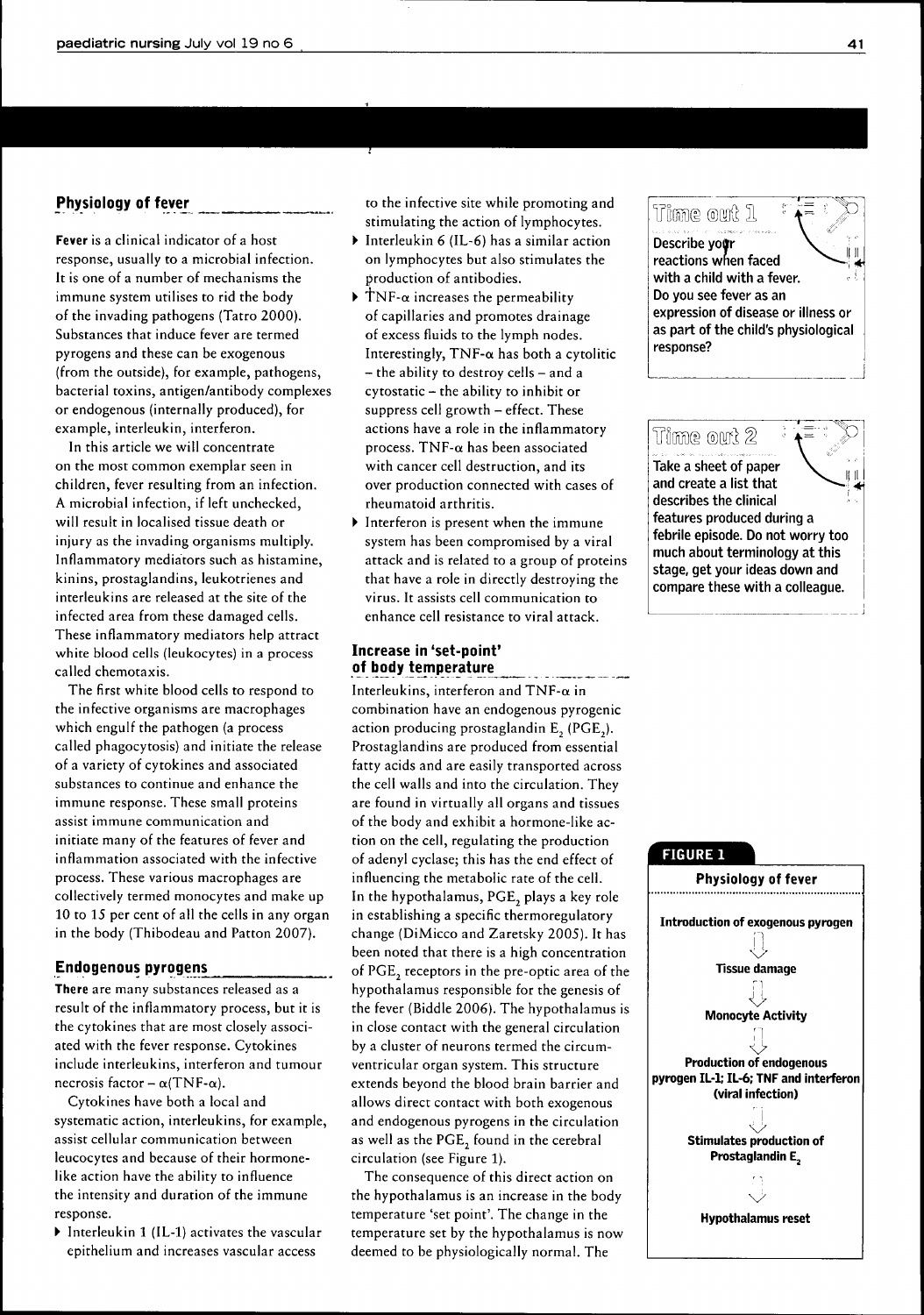## Physiology of fever

**Fever** is a clinical indicator of a host response, usually to a microbial infection. It is one of a number of mechanisms the immune system utilises to rid the body of the invading pathogens (Tatro 2000). Substances that induce fever are termed pyrogens and these can be exogenous (from the outside), for example, pathogens, bacterial toxins, antigen/antibody complexes or endogenous (internally produced), for example, interleukin, interferon.

In this article we will concentrate on the most common exemplar seen in children, fever resulting from an infection. A microbial infection, if left unchecked, will result in localised tissue death or injury as the invading organisms multiply. Inflammatory mediators such as histamine, kinins, prostaglandins, leukotrienes and interleukins are released at the site of the infected area from these damaged cells. These inflammatory mediators help attract white blood cells (leukocytes) in a process called chemotaxis.

The first white blood cells to respond to the infective organisms are macrophages which engulf the pathogen (a process called phagocytosis) and initiate the release of a variety of cytokines and associated substances to continue and enhance the immune response. These small proteins assist immune communication and initiate many of the features of fever and inflammation associated with the infective process. These various macrophages are collectively termed monocytes and make up 10 to 15 per cent of all the cells in any organ in the body (Thibodeau and Patton 2007).

## Endogenous pyrogens

**There** are many substances released as a result of the inflammatory process, but it is the cytokines that are most closely associated with the fever response. Cytokines include interleukins, interferon and tumour necrosis factor – $\alpha$(TNF-$\alpha$).

Cytokines have both a local and systematic action, interleukins, for example, assist cellular communication between leucocytes and because of their hormone-like action have the ability to influence the intensity and duration of the immune response.

- Interleukin 1 (IL-1) activates the vascular epithelium and increases vascular access to the infective site while promoting and stimulating the action of lymphocytes.
- Interleukin 6 (IL-6) has a similar action on lymphocytes but also stimulates the production of antibodies.
- TNF-$\alpha$ increases the permeability of capillaries and promotes drainage of excess fluids to the lymph nodes. Interestingly, TNF-$\alpha$ has both a cytolitic – the ability to destroy cells – and a cytostatic – the ability to inhibit or suppress cell growth – effect. These actions have a role in the inflammatory process. TNF-$\alpha$ has been associated with cancer cell destruction, and its over production connected with cases of rheumatoid arthritis.
- Interferon is present when the immune system has been compromised by a viral attack and is related to a group of proteins that have a role in directly destroying the virus. It assists cell communication to enhance cell resistance to viral attack.

## Increase in 'set-point' of body temperature

Interleukins, interferon and TNF-$\alpha$ in combination have an endogenous pyrogenic action producing prostaglandin $E_2$ ($PGE_2$). Prostaglandins are produced from essential fatty acids and are easily transported across the cell walls and into the circulation. They are found in virtually all organs and tissues of the body and exhibit a hormone-like action on the cell, regulating the production of adenyl cyclase; this has the end effect of influencing the metabolic rate of the cell. In the hypothalamus, $PGE_2$ plays a key role in establishing a specific thermoregulatory change (DiMicco and Zaretsky 2005). It has been noted that there is a high concentration of $PGE_2$ receptors in the pre-optic area of the hypothalamus responsible for the genesis of the fever (Biddle 2006). The hypothalamus is in close contact with the general circulation by a cluster of neurons termed the circumventricular organ system. This structure extends beyond the blood brain barrier and allows direct contact with both exogenous and endogenous pyrogens in the circulation as well as the $PGE_2$ found in the cerebral circulation (see Figure 1).

The consequence of this direct action on the hypothalamus is an increase in the body temperature 'set point'. The change in the temperature set by the hypothalamus is now deemed to be physiologically normal. The

**Time out 1**

**Describe your reactions when faced with a child with a fever. Do you see fever as an expression of disease or illness or as part of the child's physiological response?**

**Time out 2**

**Take a sheet of paper and create a list that describes the clinical features produced during a febrile episode. Do not worry too much about terminology at this stage, get your ideas down and compare these with a colleague.**

**FIGURE 1**

**Physiology of fever**

**Introduction of exogenous pyrogen**
↓
**Tissue damage**
↓
**Monocyte Activity**
↓
**Production of endogenous pyrogen IL-1; IL-6; TNF and interferon (viral infection)**
↓
**Stimulates production of Prostaglandin $E_2$**
↓
**Hypothalamus reset**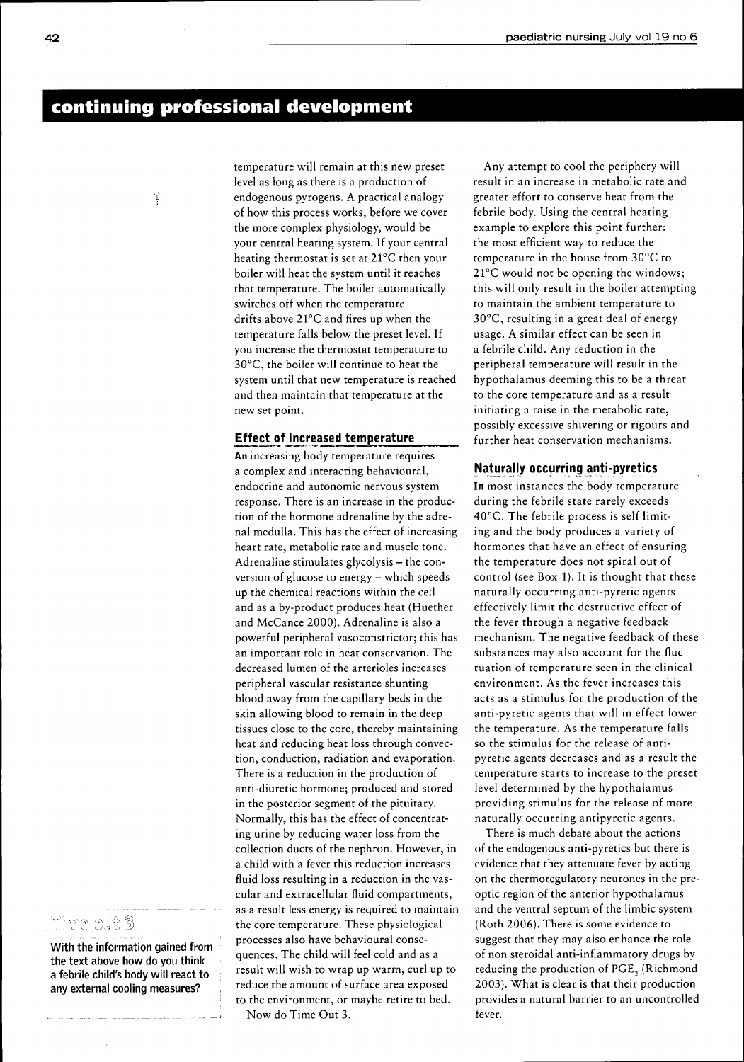temperature will remain at this new preset level as long as there is a production of endogenous pyrogens. A practical analogy of how this process works, before we cover the more complex physiology, would be your central heating system. If your central heating thermostat is set at 21°C then your boiler will heat the system until it reaches that temperature. The boiler automatically switches off when the temperature drifts above 21°C and fires up when the temperature falls below the preset level. If you increase the thermostat temperature to 30°C, the boiler will continue to heat the system until that new temperature is reached and then maintain that temperature at the new set point.

### Effect of increased temperature

**An** increasing body temperature requires a complex and interacting behavioural, endocrine and autonomic nervous system response. There is an increase in the production of the hormone adrenaline by the adrenal medulla. This has the effect of increasing heart rate, metabolic rate and muscle tone. Adrenaline stimulates glycolysis – the conversion of glucose to energy – which speeds up the chemical reactions within the cell and as a by-product produces heat (Huether and McCance 2000). Adrenaline is also a powerful peripheral vasoconstrictor; this has an important role in heat conservation. The decreased lumen of the arterioles increases peripheral vascular resistance shunting blood away from the capillary beds in the skin allowing blood to remain in the deep tissues close to the core, thereby maintaining heat and reducing heat loss through convection, conduction, radiation and evaporation. There is a reduction in the production of anti-diuretic hormone; produced and stored in the posterior segment of the pituitary. Normally, this has the effect of concentrating urine by reducing water loss from the collection ducts of the nephron. However, in a child with a fever this reduction increases fluid loss resulting in a reduction in the vascular and extracellular fluid compartments, as a result less energy is required to maintain the core temperature. These physiological processes also have behavioural consequences. The child will feel cold and as a result will wish to wrap up warm, curl up to reduce the amount of surface area exposed to the environment, or maybe retire to bed.

Now do Time Out 3.

> **Time Out 3**
>
> With the information gained from the text above how do you think a febrile child's body will react to any external cooling measures?

Any attempt to cool the periphery will result in an increase in metabolic rate and greater effort to conserve heat from the febrile body. Using the central heating example to explore this point further: the most efficient way to reduce the temperature in the house from 30°C to 21°C would not be opening the windows; this will only result in the boiler attempting to maintain the ambient temperature to 30°C, resulting in a great deal of energy usage. A similar effect can be seen in a febrile child. Any reduction in the peripheral temperature will result in the hypothalamus deeming this to be a threat to the core temperature and as a result initiating a raise in the metabolic rate, possibly excessive shivering or rigours and further heat conservation mechanisms.

### Naturally occurring anti-pyretics

**In** most instances the body temperature during the febrile state rarely exceeds 40°C. The febrile process is self limiting and the body produces a variety of hormones that have an effect of ensuring the temperature does not spiral out of control (see Box 1). It is thought that these naturally occurring anti-pyretic agents effectively limit the destructive effect of the fever through a negative feedback mechanism. The negative feedback of these substances may also account for the fluctuation of temperature seen in the clinical environment. As the fever increases this acts as a stimulus for the production of the anti-pyretic agents that will in effect lower the temperature. As the temperature falls so the stimulus for the release of anti-pyretic agents decreases and as a result the temperature starts to increase to the preset level determined by the hypothalamus providing stimulus for the release of more naturally occurring antipyretic agents.

There is much debate about the actions of the endogenous anti-pyretics but there is evidence that they attenuate fever by acting on the thermoregulatory neurones in the preoptic region of the anterior hypothalamus and the ventral septum of the limbic system (Roth 2006). There is some evidence to suggest that they may also enhance the role of non steroidal anti-inflammatory drugs by reducing the production of $PGE_2$ (Richmond 2003). What is clear is that their production provides a natural barrier to an uncontrolled fever.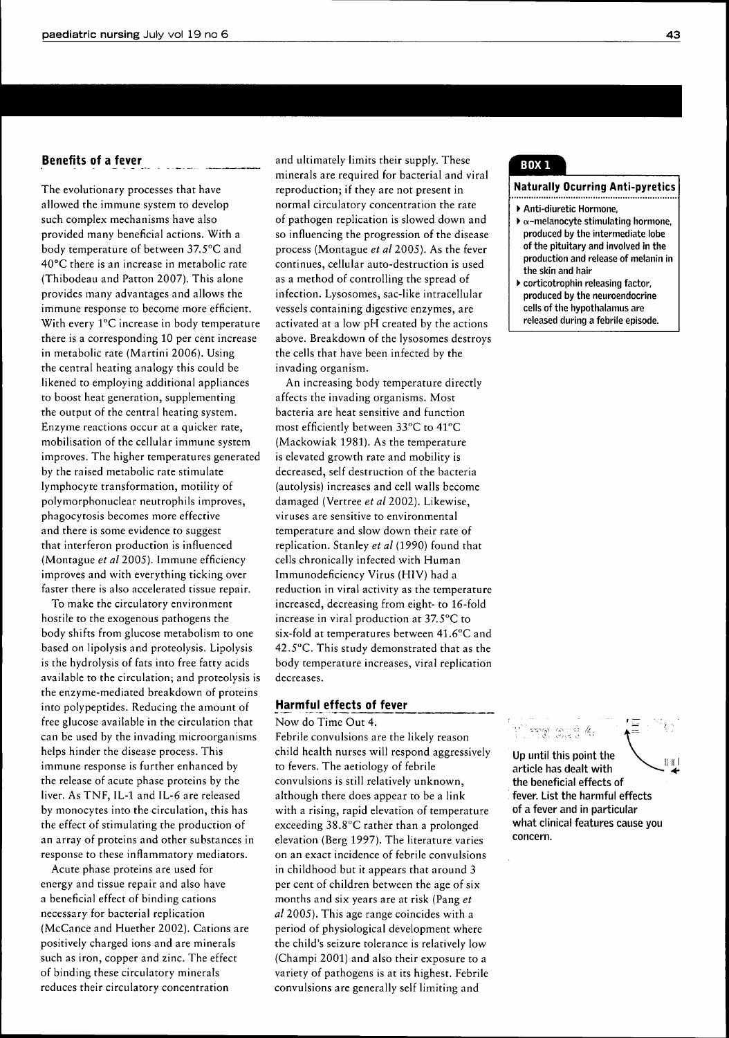## Benefits of a fever

The evolutionary processes that have allowed the immune system to develop such complex mechanisms have also provided many beneficial actions. With a body temperature of between 37.5°C and 40°C there is an increase in metabolic rate (Thibodeau and Patton 2007). This alone provides many advantages and allows the immune response to become more efficient. With every 1°C increase in body temperature there is a corresponding 10 per cent increase in metabolic rate (Martini 2006). Using the central heating analogy this could be likened to employing additional appliances to boost heat generation, supplementing the output of the central heating system. Enzyme reactions occur at a quicker rate, mobilisation of the cellular immune system improves. The higher temperatures generated by the raised metabolic rate stimulate lymphocyte transformation, motility of polymorphonuclear neutrophils improves, phagocytosis becomes more effective and there is some evidence to suggest that interferon production is influenced (Montague *et al* 2005). Immune efficiency improves and with everything ticking over faster there is also accelerated tissue repair.

To make the circulatory environment hostile to the exogenous pathogens the body shifts from glucose metabolism to one based on lipolysis and proteolysis. Lipolysis is the hydrolysis of fats into free fatty acids available to the circulation; and proteolysis is the enzyme-mediated breakdown of proteins into polypeptides. Reducing the amount of free glucose available in the circulation that can be used by the invading microorganisms helps hinder the disease process. This immune response is further enhanced by the release of acute phase proteins by the liver. As TNF, IL-1 and IL-6 are released by monocytes into the circulation, this has the effect of stimulating the production of an array of proteins and other substances in response to these inflammatory mediators.

Acute phase proteins are used for energy and tissue repair and also have a beneficial effect of binding cations necessary for bacterial replication (McCance and Huether 2002). Cations are positively charged ions and are minerals such as iron, copper and zinc. The effect of binding these circulatory minerals reduces their circulatory concentration and ultimately limits their supply. These minerals are required for bacterial and viral reproduction; if they are not present in normal circulatory concentration the rate of pathogen replication is slowed down and so influencing the progression of the disease process (Montague *et al* 2005). As the fever continues, cellular auto-destruction is used as a method of controlling the spread of infection. Lysosomes, sac-like intracellular vessels containing digestive enzymes, are activated at a low pH created by the actions above. Breakdown of the lysosomes destroys the cells that have been infected by the invading organism.

An increasing body temperature directly affects the invading organisms. Most bacteria are heat sensitive and function most efficiently between 33°C to 41°C (Mackowiak 1981). As the temperature is elevated growth rate and mobility is decreased, self destruction of the bacteria (autolysis) increases and cell walls become damaged (Vertree *et al* 2002). Likewise, viruses are sensitive to environmental temperature and slow down their rate of replication. Stanley *et al* (1990) found that cells chronically infected with Human Immunodeficiency Virus (HIV) had a reduction in viral activity as the temperature increased, decreasing from eight- to 16-fold increase in viral production at 37.5°C to six-fold at temperatures between 41.6°C and 42.5°C. This study demonstrated that as the body temperature increases, viral replication decreases.

## Harmful effects of fever

Now do Time Out 4.

Febrile convulsions are the likely reason child health nurses will respond aggressively to fevers. The aetiology of febrile convulsions is still relatively unknown, although there does appear to be a link with a rising, rapid elevation of temperature exceeding 38.8°C rather than a prolonged elevation (Berg 1997). The literature varies on an exact incidence of febrile convulsions in childhood but it appears that around 3 per cent of children between the age of six months and six years are at risk (Pang *et al* 2005). This age range coincides with a period of physiological development where the child's seizure tolerance is relatively low (Champi 2001) and also their exposure to a variety of pathogens is at its highest. Febrile convulsions are generally self limiting and

**BOX 1**

**Naturally Ocurring Anti-pyretics**

- Anti-diuretic Hormone,
- $\alpha$-melanocyte stimulating hormone, produced by the intermediate lobe of the pituitary and involved in the production and release of melanin in the skin and hair
- corticotrophin releasing factor, produced by the neuroendocrine cells of the hypothalamus are released during a febrile episode.

**Time Out 4**

Up until this point the article has dealt with the beneficial effects of fever. List the harmful effects of a fever and in particular what clinical features cause you concern.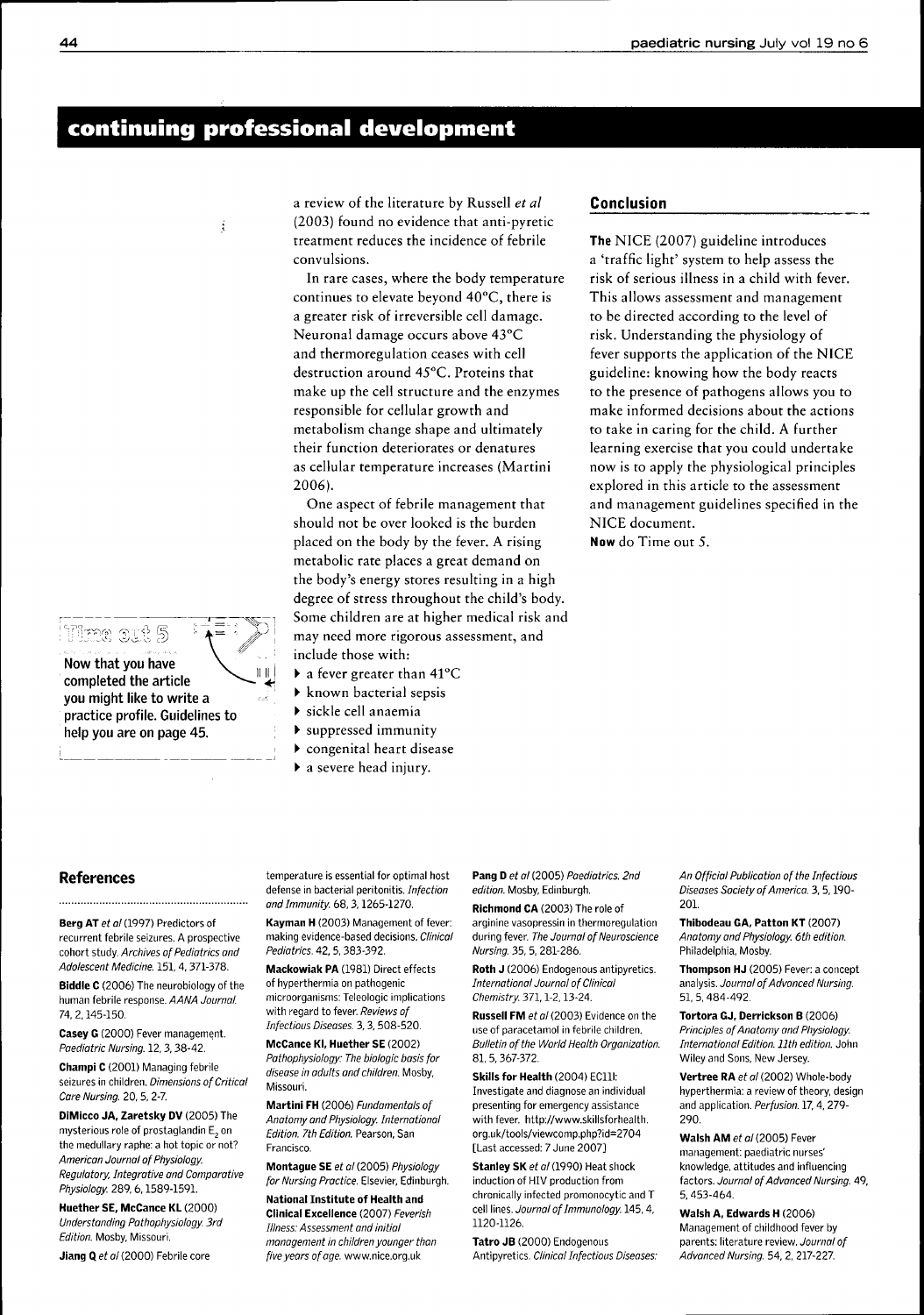## continuing professional development

a review of the literature by Russell *et al* (2003) found no evidence that anti-pyretic treatment reduces the incidence of febrile convulsions.

In rare cases, where the body temperature continues to elevate beyond 40°C, there is a greater risk of irreversible cell damage. Neuronal damage occurs above 43°C and thermoregulation ceases with cell destruction around 45°C. Proteins that make up the cell structure and the enzymes responsible for cellular growth and metabolism change shape and ultimately their function deteriorates or denatures as cellular temperature increases (Martini 2006).

One aspect of febrile management that should not be over looked is the burden placed on the body by the fever. A rising metabolic rate places a great demand on the body's energy stores resulting in a high degree of stress throughout the child's body. Some children are at higher medical risk and may need more rigorous assessment, and include those with:

- a fever greater than 41°C
- known bacterial sepsis
- sickle cell anaemia
- suppressed immunity
- congenital heart disease
- a severe head injury.

**Time out 5**

**Now that you have completed the article you might like to write a practice profile. Guidelines to help you are on page 45.**

### Conclusion

**The** NICE (2007) guideline introduces a 'traffic light' system to help assess the risk of serious illness in a child with fever. This allows assessment and management to be directed according to the level of risk. Understanding the physiology of fever supports the application of the NICE guideline: knowing how the body reacts to the presence of pathogens allows you to make informed decisions about the actions to take in caring for the child. A further learning exercise that you could undertake now is to apply the physiological principles explored in this article to the assessment and management guidelines specified in the NICE document.

**Now** do Time out 5.

### References

**Berg AT** *et al* (1997) Predictors of recurrent febrile seizures. A prospective cohort study. *Archives of Pediatrics and Adolescent Medicine.* 151, 4, 371-378.

**Biddle C** (2006) The neurobiology of the human febrile response. *AANA Journal.* 74, 2, 145-150.

**Casey G** (2000) Fever management. *Paediatric Nursing.* 12, 3, 38-42.

**Champi C** (2001) Managing febrile seizures in children. *Dimensions of Critical Care Nursing.* 20, 5, 2-7.

**DiMicco JA, Zaretsky DV** (2005) The mysterious role of prostaglandin $E_2$ on the medullary raphe: a hot topic or not? *American Journal of Physiology. Regulatory, Integrative and Comparative Physiology.* 289, 6, 1589-1591.

**Huether SE, McCance KL** (2000) *Understanding Pathophysiology. 3rd Edition.* Mosby, Missouri.

**Jiang Q** *et al* (2000) Febrile core temperature is essential for optimal host defense in bacterial peritonitis. *Infection and Immunity.* 68, 3, 1265-1270.

**Kayman H** (2003) Management of fever: making evidence-based decisions. *Clinical Pediatrics.* 42, 5, 383-392.

**Mackowiak PA** (1981) Direct effects of hyperthermia on pathogenic microorganisms: Teleologic implications with regard to fever. *Reviews of Infectious Diseases.* 3, 3, 508-520.

**McCance KI, Huether SE** (2002) *Pathophysiology: The biologic basis for disease in adults and children.* Mosby, Missouri.

**Martini FH** (2006) *Fundamentals of Anatomy and Physiology. International Edition. 7th Edition.* Pearson, San Francisco.

**Montague SE** *et al* (2005) *Physiology for Nursing Practice.* Elsevier, Edinburgh.

**National Institute of Health and Clinical Excellence** (2007) *Feverish Illness: Assessment and initial management in children younger than five years of age.* www.nice.org.uk

**Pang D** *et al* (2005) *Paediatrics. 2nd edition.* Mosby, Edinburgh.

**Richmond CA** (2003) The role of arginine vasopressin in thermoregulation during fever. *The Journal of Neuroscience Nursing.* 35, 5, 281-286.

**Roth J** (2006) Endogenous antipyretics. *International Journal of Clinical Chemistry.* 371, 1-2, 13-24.

**Russell FM** *et al* (2003) Evidence on the use of paracetamol in febrile children. *Bulletin of the World Health Organization.* 81, 5, 367-372.

**Skills for Health** (2004) EC111: Investigate and diagnose an individual presenting for emergency assistance with fever. http://www.skillsforhealth.org.uk/tools/viewcomp.php?id=2704 [Last accessed: 7 June 2007]

**Stanley SK** *et al* (1990) Heat shock induction of HIV production from chronically infected promonocytic and T cell lines. *Journal of Immunology.* 145, 4, 1120-1126.

**Tatro JB** (2000) Endogenous Antipyretics. *Clinical Infectious Diseases: An Official Publication of the Infectious Diseases Society of America.* 3, 5, 190-201.

**Thibodeau GA, Patton KT** (2007) *Anatomy and Physiology. 6th edition.* Philadelphia, Mosby.

**Thompson HJ** (2005) Fever: a concept analysis. *Journal of Advanced Nursing.* 51, 5, 484-492.

**Tortora GJ, Derrickson B** (2006) *Principles of Anatomy and Physiology. International Edition. 11th edition.* John Wiley and Sons, New Jersey.

**Vertree RA** *et al* (2002) Whole-body hyperthermia: a review of theory, design and application. *Perfusion.* 17, 4, 279-290.

**Walsh AM** *et al* (2005) Fever management: paediatric nurses' knowledge, attitudes and influencing factors. *Journal of Advanced Nursing.* 49, 5, 453-464.

**Walsh A, Edwards H** (2006) Management of childhood fever by parents: literature review. *Journal of Advanced Nursing.* 54, 2, 217-227.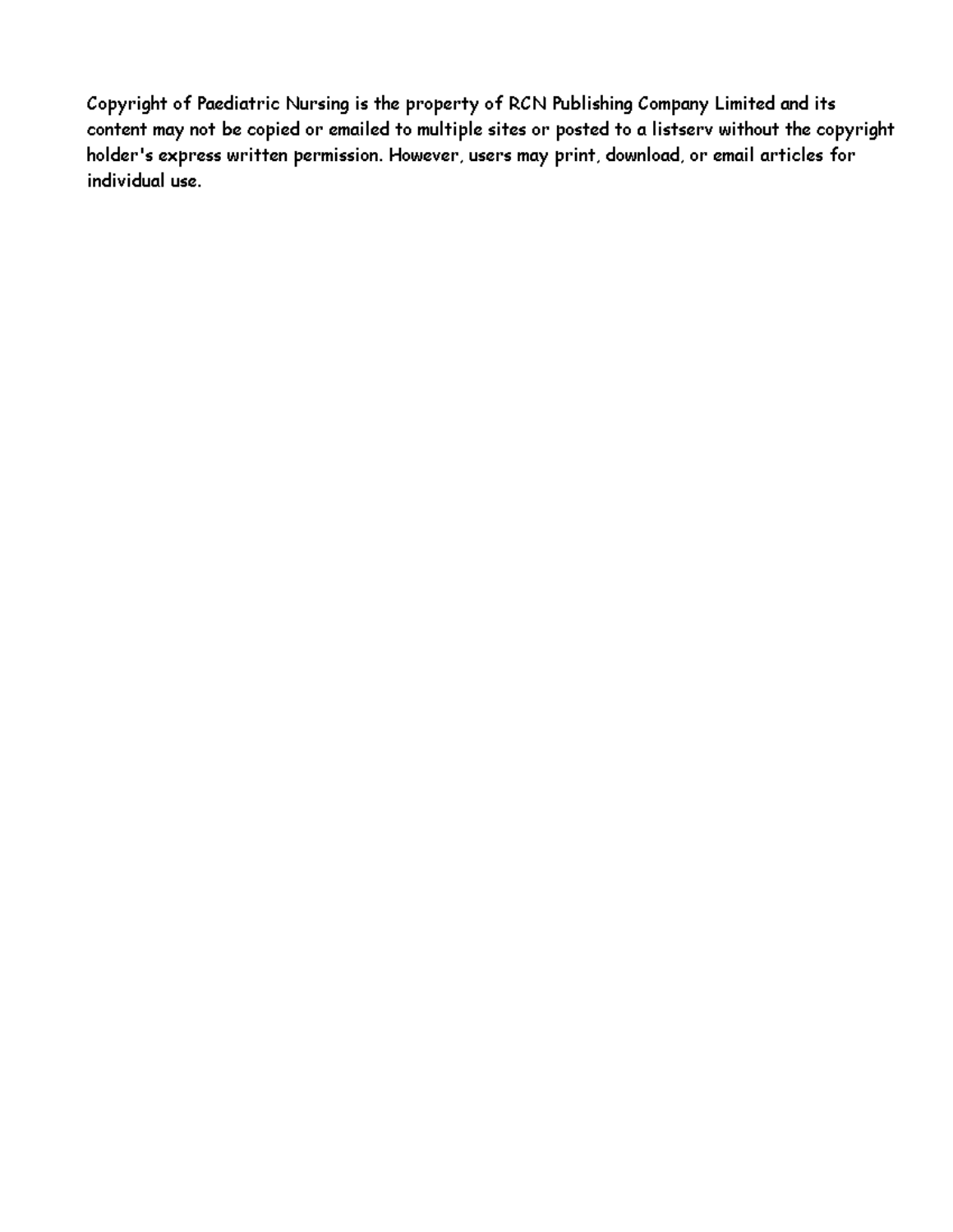Copyright of Paediatric Nursing is the property of RCN Publishing Company Limited and its content may not be copied or emailed to multiple sites or posted to a listserv without the copyright holder's express written permission. However, users may print, download, or email articles for individual use.